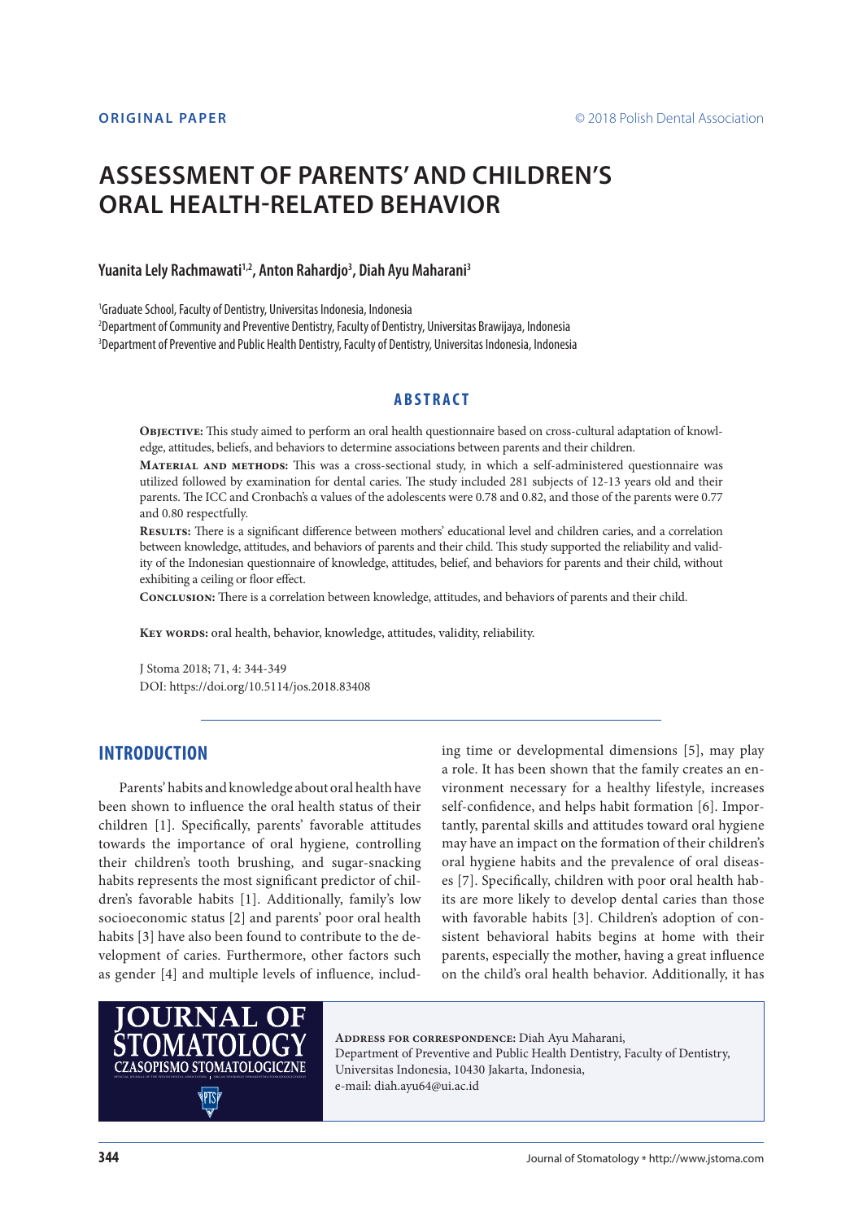ORIGINAL PAPER

© 2018 Polish Dental Association

# ASSESSMENT OF PARENTS' AND CHILDREN'S ORAL HEALTH-RELATED BEHAVIOR

**Yuanita Lely Rachmawati[1,2], Anton Rahardjo[3], Diah Ayu Maharani[3]**

[1]Graduate School, Faculty of Dentistry, Universitas Indonesia, Indonesia
[2]Department of Community and Preventive Dentistry, Faculty of Dentistry, Universitas Brawijaya, Indonesia
[3]Department of Preventive and Public Health Dentistry, Faculty of Dentistry, Universitas Indonesia, Indonesia

## ABSTRACT

**Objective:** This study aimed to perform an oral health questionnaire based on cross-cultural adaptation of knowledge, attitudes, beliefs, and behaviors to determine associations between parents and their children.

**Material and methods:** This was a cross-sectional study, in which a self-administered questionnaire was utilized followed by examination for dental caries. The study included 281 subjects of 12-13 years old and their parents. The ICC and Cronbach's α values of the adolescents were 0.78 and 0.82, and those of the parents were 0.77 and 0.80 respectfully.

**Results:** There is a significant difference between mothers' educational level and children caries, and a correlation between knowledge, attitudes, and behaviors of parents and their child. This study supported the reliability and validity of the Indonesian questionnaire of knowledge, attitudes, belief, and behaviors for parents and their child, without exhibiting a ceiling or floor effect.

**Conclusion:** There is a correlation between knowledge, attitudes, and behaviors of parents and their child.

**Key words:** oral health, behavior, knowledge, attitudes, validity, reliability.

J Stoma 2018; 71, 4: 344-349
DOI: https://doi.org/10.5114/jos.2018.83408

## INTRODUCTION

Parents' habits and knowledge about oral health have been shown to influence the oral health status of their children [1]. Specifically, parents' favorable attitudes towards the importance of oral hygiene, controlling their children's tooth brushing, and sugar-snacking habits represents the most significant predictor of children's favorable habits [1]. Additionally, family's low socioeconomic status [2] and parents' poor oral health habits [3] have also been found to contribute to the development of caries. Furthermore, other factors such as gender [4] and multiple levels of influence, including time or developmental dimensions [5], may play a role. It has been shown that the family creates an environment necessary for a healthy lifestyle, increases self-confidence, and helps habit formation [6]. Importantly, parental skills and attitudes toward oral hygiene may have an impact on the formation of their children's oral hygiene habits and the prevalence of oral diseases [7]. Specifically, children with poor oral health habits are more likely to develop dental caries than those with favorable habits [3]. Children's adoption of consistent behavioral habits begins at home with their parents, especially the mother, having a great influence on the child's oral health behavior. Additionally, it has

**Address for correspondence:** Diah Ayu Maharani, Department of Preventive and Public Health Dentistry, Faculty of Dentistry, Universitas Indonesia, 10430 Jakarta, Indonesia, e-mail: diah.ayu64@ui.ac.id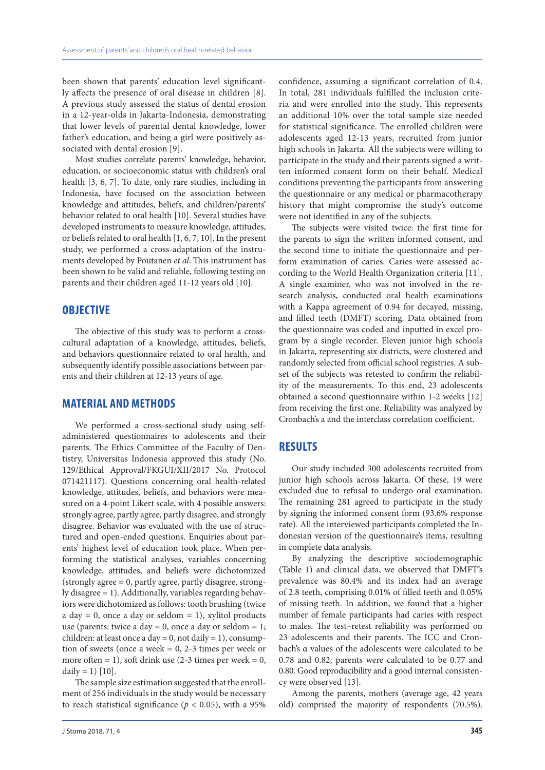been shown that parents' education level significantly affects the presence of oral disease in children [8]. A previous study assessed the status of dental erosion in a 12-year-olds in Jakarta-Indonesia, demonstrating that lower levels of parental dental knowledge, lower father's education, and being a girl were positively associated with dental erosion [9].

Most studies correlate parents' knowledge, behavior, education, or socioeconomic status with children's oral health [3, 6, 7]. To date, only rare studies, including in Indonesia, have focused on the association between knowledge and attitudes, beliefs, and children/parents' behavior related to oral health [10]. Several studies have developed instruments to measure knowledge, attitudes, or beliefs related to oral health [1, 6, 7, 10]. In the present study, we performed a cross-adaptation of the instruments developed by Poutanen *et al*. This instrument has been shown to be valid and reliable, following testing on parents and their children aged 11-12 years old [10].

## OBJECTIVE

The objective of this study was to perform a cross-cultural adaptation of a knowledge, attitudes, beliefs, and behaviors questionnaire related to oral health, and subsequently identify possible associations between parents and their children at 12-13 years of age.

## MATERIAL AND METHODS

We performed a cross-sectional study using self-administered questionnaires to adolescents and their parents. The Ethics Committee of the Faculty of Dentistry, Universitas Indonesia approved this study (No. 129/Ethical Approval/FKGUI/XII/2017 No. Protocol 071421117). Questions concerning oral health-related knowledge, attitudes, beliefs, and behaviors were measured on a 4-point Likert scale, with 4 possible answers: strongly agree, partly agree, partly disagree, and strongly disagree. Behavior was evaluated with the use of structured and open-ended questions. Enquiries about parents' highest level of education took place. When performing the statistical analyses, variables concerning knowledge, attitudes, and beliefs were dichotomized (strongly agree = 0, partly agree, partly disagree, strongly disagree = 1). Additionally, variables regarding behaviors were dichotomized as follows: tooth brushing (twice a day = 0, once a day or seldom = 1), xylitol products use (parents: twice a day = 0, once a day or seldom = 1; children: at least once a day = 0, not daily = 1), consumption of sweets (once a week = 0, 2-3 times per week or more often = 1), soft drink use (2-3 times per week = 0, daily = 1) [10].

The sample size estimation suggested that the enrollment of 256 individuals in the study would be necessary to reach statistical significance ($p < 0.05$), with a 95% confidence, assuming a significant correlation of 0.4. In total, 281 individuals fulfilled the inclusion criteria and were enrolled into the study. This represents an additional 10% over the total sample size needed for statistical significance. The enrolled children were adolescents aged 12-13 years, recruited from junior high schools in Jakarta. All the subjects were willing to participate in the study and their parents signed a written informed consent form on their behalf. Medical conditions preventing the participants from answering the questionnaire or any medical or pharmacotherapy history that might compromise the study's outcome were not identified in any of the subjects.

The subjects were visited twice: the first time for the parents to sign the written informed consent, and the second time to initiate the questionnaire and perform examination of caries. Caries were assessed according to the World Health Organization criteria [11]. A single examiner, who was not involved in the research analysis, conducted oral health examinations with a Kappa agreement of 0.94 for decayed, missing, and filled teeth (DMFT) scoring. Data obtained from the questionnaire was coded and inputted in excel program by a single recorder. Eleven junior high schools in Jakarta, representing six districts, were clustered and randomly selected from official school registries. A subset of the subjects was retested to confirm the reliability of the measurements. To this end, 23 adolescents obtained a second questionnaire within 1-2 weeks [12] from receiving the first one. Reliability was analyzed by Cronbach's a and the interclass correlation coefficient.

## RESULTS

Our study included 300 adolescents recruited from junior high schools across Jakarta. Of these, 19 were excluded due to refusal to undergo oral examination. The remaining 281 agreed to participate in the study by signing the informed consent form (93.6% response rate). All the interviewed participants completed the Indonesian version of the questionnaire's items, resulting in complete data analysis.

By analyzing the descriptive sociodemographic (Table 1) and clinical data, we observed that DMFT's prevalence was 80.4% and its index had an average of 2.8 teeth, comprising 0.01% of filled teeth and 0.05% of missing teeth. In addition, we found that a higher number of female participants had caries with respect to males. The test–retest reliability was performed on 23 adolescents and their parents. The ICC and Cronbach's α values of the adolescents were calculated to be 0.78 and 0.82; parents were calculated to be 0.77 and 0.80. Good reproducibility and a good internal consistency were observed [13].

Among the parents, mothers (average age, 42 years old) comprised the majority of respondents (70.5%).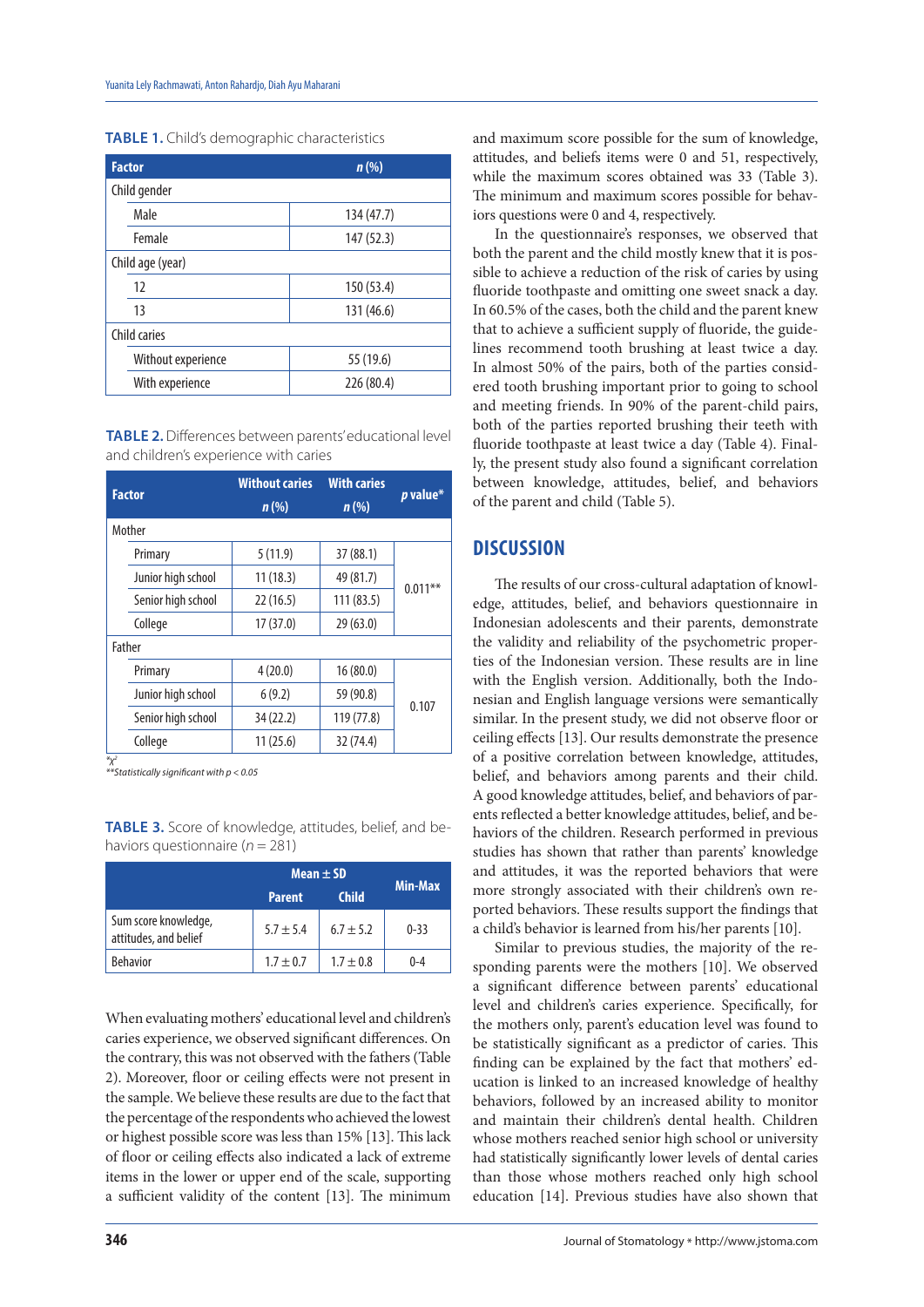**TABLE 1.** Child's demographic characteristics

| Factor | n (%) |
|---|---|
| Child gender | |
| Male | 134 (47.7) |
| Female | 147 (52.3) |
| Child age (year) | |
| 12 | 150 (53.4) |
| 13 | 131 (46.6) |
| Child caries | |
| Without experience | 55 (19.6) |
| With experience | 226 (80.4) |

**TABLE 2.** Differences between parents' educational level and children's experience with caries

| Factor | Without caries n (%) | With caries n (%) | p value* |
|---|---|---|---|
| Mother | | | |
| Primary | 5 (11.9) | 37 (88.1) | 0.011** |
| Junior high school | 11 (18.3) | 49 (81.7) | |
| Senior high school | 22 (16.5) | 111 (83.5) | |
| College | 17 (37.0) | 29 (63.0) | |
| Father | | | |
| Primary | 4 (20.0) | 16 (80.0) | 0.107 |
| Junior high school | 6 (9.2) | 59 (90.8) | |
| Senior high school | 34 (22.2) | 119 (77.8) | |
| College | 11 (25.6) | 32 (74.4) | |

*$\chi^2$
**Statistically significant with $p < 0.05$

**TABLE 3.** Score of knowledge, attitudes, belief, and behaviors questionnaire ($n = 281$)

| | Mean ± SD | | Min-Max |
|---|---|---|---|
| | Parent | Child | |
| Sum score knowledge, attitudes, and belief | 5.7 ± 5.4 | 6.7 ± 5.2 | 0-33 |
| Behavior | 1.7 ± 0.7 | 1.7 ± 0.8 | 0-4 |

When evaluating mothers' educational level and children's caries experience, we observed significant differences. On the contrary, this was not observed with the fathers (Table 2). Moreover, floor or ceiling effects were not present in the sample. We believe these results are due to the fact that the percentage of the respondents who achieved the lowest or highest possible score was less than 15% [13]. This lack of floor or ceiling effects also indicated a lack of extreme items in the lower or upper end of the scale, supporting a sufficient validity of the content [13]. The minimum and maximum score possible for the sum of knowledge, attitudes, and beliefs items were 0 and 51, respectively, while the maximum scores obtained was 33 (Table 3). The minimum and maximum scores possible for behaviors questions were 0 and 4, respectively.

In the questionnaire's responses, we observed that both the parent and the child mostly knew that it is possible to achieve a reduction of the risk of caries by using fluoride toothpaste and omitting one sweet snack a day. In 60.5% of the cases, both the child and the parent knew that to achieve a sufficient supply of fluoride, the guidelines recommend tooth brushing at least twice a day. In almost 50% of the pairs, both of the parties considered tooth brushing important prior to going to school and meeting friends. In 90% of the parent-child pairs, both of the parties reported brushing their teeth with fluoride toothpaste at least twice a day (Table 4). Finally, the present study also found a significant correlation between knowledge, attitudes, belief, and behaviors of the parent and child (Table 5).

## DISCUSSION

The results of our cross-cultural adaptation of knowledge, attitudes, belief, and behaviors questionnaire in Indonesian adolescents and their parents, demonstrate the validity and reliability of the psychometric properties of the Indonesian version. These results are in line with the English version. Additionally, both the Indonesian and English language versions were semantically similar. In the present study, we did not observe floor or ceiling effects [13]. Our results demonstrate the presence of a positive correlation between knowledge, attitudes, belief, and behaviors among parents and their child. A good knowledge attitudes, belief, and behaviors of parents reflected a better knowledge attitudes, belief, and behaviors of the children. Research performed in previous studies has shown that rather than parents' knowledge and attitudes, it was the reported behaviors that were more strongly associated with their children's own reported behaviors. These results support the findings that a child's behavior is learned from his/her parents [10].

Similar to previous studies, the majority of the responding parents were the mothers [10]. We observed a significant difference between parents' educational level and children's caries experience. Specifically, for the mothers only, parent's education level was found to be statistically significant as a predictor of caries. This finding can be explained by the fact that mothers' education is linked to an increased knowledge of healthy behaviors, followed by an increased ability to monitor and maintain their children's dental health. Children whose mothers reached senior high school or university had statistically significantly lower levels of dental caries than those whose mothers reached only high school education [14]. Previous studies have also shown that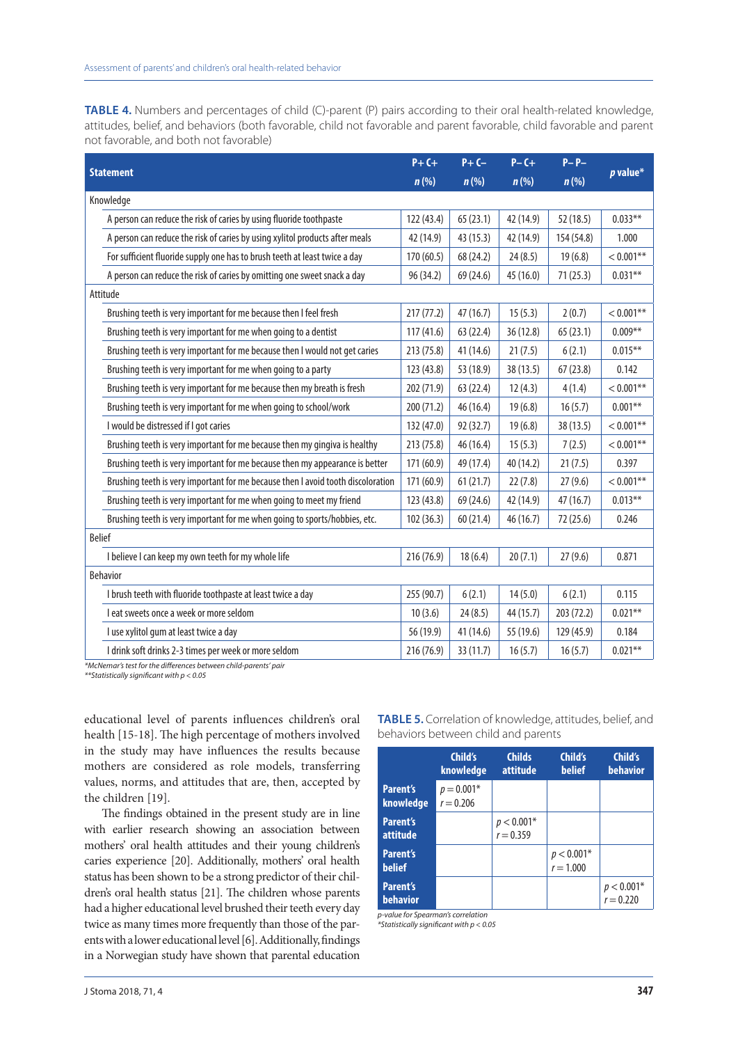**TABLE 4.** Numbers and percentages of child (C)-parent (P) pairs according to their oral health-related knowledge, attitudes, belief, and behaviors (both favorable, child not favorable and parent favorable, child favorable and parent not favorable, and both not favorable)

| Statement | P+ C+ n (%) | P+ C– n (%) | P– C+ n (%) | P– P– n (%) | p value* |
|---|---|---|---|---|---|
| Knowledge | | | | | |
| A person can reduce the risk of caries by using fluoride toothpaste | 122 (43.4) | 65 (23.1) | 42 (14.9) | 52 (18.5) | 0.033** |
| A person can reduce the risk of caries by using xylitol products after meals | 42 (14.9) | 43 (15.3) | 42 (14.9) | 154 (54.8) | 1.000 |
| For sufficient fluoride supply one has to brush teeth at least twice a day | 170 (60.5) | 68 (24.2) | 24 (8.5) | 19 (6.8) | < 0.001** |
| A person can reduce the risk of caries by omitting one sweet snack a day | 96 (34.2) | 69 (24.6) | 45 (16.0) | 71 (25.3) | 0.031** |
| Attitude | | | | | |
| Brushing teeth is very important for me because then I feel fresh | 217 (77.2) | 47 (16.7) | 15 (5.3) | 2 (0.7) | < 0.001** |
| Brushing teeth is very important for me when going to a dentist | 117 (41.6) | 63 (22.4) | 36 (12.8) | 65 (23.1) | 0.009** |
| Brushing teeth is very important for me because then I would not get caries | 213 (75.8) | 41 (14.6) | 21 (7.5) | 6 (2.1) | 0.015** |
| Brushing teeth is very important for me when going to a party | 123 (43.8) | 53 (18.9) | 38 (13.5) | 67 (23.8) | 0.142 |
| Brushing teeth is very important for me because then my breath is fresh | 202 (71.9) | 63 (22.4) | 12 (4.3) | 4 (1.4) | < 0.001** |
| Brushing teeth is very important for me when going to school/work | 200 (71.2) | 46 (16.4) | 19 (6.8) | 16 (5.7) | 0.001** |
| I would be distressed if I got caries | 132 (47.0) | 92 (32.7) | 19 (6.8) | 38 (13.5) | < 0.001** |
| Brushing teeth is very important for me because then my gingiva is healthy | 213 (75.8) | 46 (16.4) | 15 (5.3) | 7 (2.5) | < 0.001** |
| Brushing teeth is very important for me because then my appearance is better | 171 (60.9) | 49 (17.4) | 40 (14.2) | 21 (7.5) | 0.397 |
| Brushing teeth is very important for me because then I avoid tooth discoloration | 171 (60.9) | 61 (21.7) | 22 (7.8) | 27 (9.6) | < 0.001** |
| Brushing teeth is very important for me when going to meet my friend | 123 (43.8) | 69 (24.6) | 42 (14.9) | 47 (16.7) | 0.013** |
| Brushing teeth is very important for me when going to sports/hobbies, etc. | 102 (36.3) | 60 (21.4) | 46 (16.7) | 72 (25.6) | 0.246 |
| Belief | | | | | |
| I believe I can keep my own teeth for my whole life | 216 (76.9) | 18 (6.4) | 20 (7.1) | 27 (9.6) | 0.871 |
| Behavior | | | | | |
| I brush teeth with fluoride toothpaste at least twice a day | 255 (90.7) | 6 (2.1) | 14 (5.0) | 6 (2.1) | 0.115 |
| I eat sweets once a week or more seldom | 10 (3.6) | 24 (8.5) | 44 (15.7) | 203 (72.2) | 0.021** |
| I use xylitol gum at least twice a day | 56 (19.9) | 41 (14.6) | 55 (19.6) | 129 (45.9) | 0.184 |
| I drink soft drinks 2-3 times per week or more seldom | 216 (76.9) | 33 (11.7) | 16 (5.7) | 16 (5.7) | 0.021** |

*McNemar's test for the differences between child-parents' pair
**Statistically significant with $p < 0.05$

educational level of parents influences children's oral health [15-18]. The high percentage of mothers involved in the study may have influences the results because mothers are considered as role models, transferring values, norms, and attitudes that are, then, accepted by the children [19].

The findings obtained in the present study are in line with earlier research showing an association between mothers' oral health attitudes and their young children's caries experience [20]. Additionally, mothers' oral health status has been shown to be a strong predictor of their children's oral health status [21]. The children whose parents had a higher educational level brushed their teeth every day twice as many times more frequently than those of the parents with a lower educational level [6]. Additionally, findings in a Norwegian study have shown that parental education

**TABLE 5.** Correlation of knowledge, attitudes, belief, and behaviors between child and parents

| | Child's knowledge | Childs attitude | Child's belief | Child's behavior |
|---|---|---|---|---|
| Parent's knowledge | $p = 0.001$* $r = 0.206$ | | | |
| Parent's attitude | | $p < 0.001$* $r = 0.359$ | | |
| Parent's belief | | | $p < 0.001$* $r = 1.000$ | |
| Parent's behavior | | | | $p < 0.001$* $r = 0.220$ |

p-value for Spearman's correlation
*Statistically significant with $p < 0.05$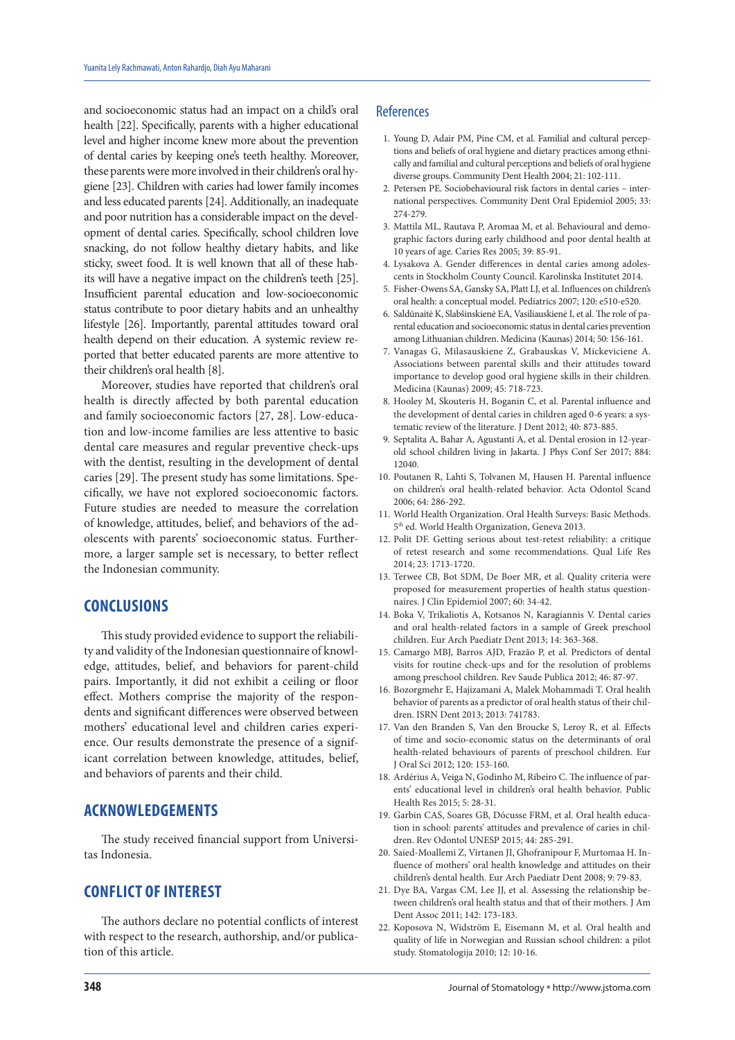and socioeconomic status had an impact on a child's oral health [22]. Specifically, parents with a higher educational level and higher income knew more about the prevention of dental caries by keeping one's teeth healthy. Moreover, these parents were more involved in their children's oral hygiene [23]. Children with caries had lower family incomes and less educated parents [24]. Additionally, an inadequate and poor nutrition has a considerable impact on the development of dental caries. Specifically, school children love snacking, do not follow healthy dietary habits, and like sticky, sweet food. It is well known that all of these habits will have a negative impact on the children's teeth [25]. Insufficient parental education and low-socioeconomic status contribute to poor dietary habits and an unhealthy lifestyle [26]. Importantly, parental attitudes toward oral health depend on their education. A systemic review reported that better educated parents are more attentive to their children's oral health [8].

Moreover, studies have reported that children's oral health is directly affected by both parental education and family socioeconomic factors [27, 28]. Low-education and low-income families are less attentive to basic dental care measures and regular preventive check-ups with the dentist, resulting in the development of dental caries [29]. The present study has some limitations. Specifically, we have not explored socioeconomic factors. Future studies are needed to measure the correlation of knowledge, attitudes, belief, and behaviors of the adolescents with parents' socioeconomic status. Furthermore, a larger sample set is necessary, to better reflect the Indonesian community.

## CONCLUSIONS

This study provided evidence to support the reliability and validity of the Indonesian questionnaire of knowledge, attitudes, belief, and behaviors for parent-child pairs. Importantly, it did not exhibit a ceiling or floor effect. Mothers comprise the majority of the respondents and significant differences were observed between mothers' educational level and children caries experience. Our results demonstrate the presence of a significant correlation between knowledge, attitudes, belief, and behaviors of parents and their child.

## ACKNOWLEDGEMENTS

The study received financial support from Universitas Indonesia.

## CONFLICT OF INTEREST

The authors declare no potential conflicts of interest with respect to the research, authorship, and/or publication of this article.

## References

1. Young D, Adair PM, Pine CM, et al. Familial and cultural perceptions and beliefs of oral hygiene and dietary practices among ethnically and familial and cultural perceptions and beliefs of oral hygiene diverse groups. Community Dent Health 2004; 21: 102-111.
2. Petersen PE. Sociobehavioural risk factors in dental caries – international perspectives. Community Dent Oral Epidemiol 2005; 33: 274-279.
3. Mattila ML, Rautava P, Aromaa M, et al. Behavioural and demographic factors during early childhood and poor dental health at 10 years of age. Caries Res 2005; 39: 85-91.
4. Lysakova A. Gender differences in dental caries among adolescents in Stockholm County Council. Karolinska Institutet 2014.
5. Fisher-Owens SA, Gansky SA, Platt LJ, et al. Influences on children's oral health: a conceptual model. Pediatrics 2007; 120: e510-e520.
6. Saldūnaitė K, Slabšinskienė EA, Vasiliauskienė I, et al. The role of parental education and socioeconomic status in dental caries prevention among Lithuanian children. Medicina (Kaunas) 2014; 50: 156-161.
7. Vanagas G, Milasauskiene Z, Grabauskas V, Mickeviciene A. Associations between parental skills and their attitudes toward importance to develop good oral hygiene skills in their children. Medicina (Kaunas) 2009; 45: 718-723.
8. Hooley M, Skouteris H, Boganin C, et al. Parental influence and the development of dental caries in children aged 0-6 years: a systematic review of the literature. J Dent 2012; 40: 873-885.
9. Septalita A, Bahar A, Agustanti A, et al. Dental erosion in 12-year-old school children living in Jakarta. J Phys Conf Ser 2017; 884: 12040.
10. Poutanen R, Lahti S, Tolvanen M, Hausen H. Parental influence on children's oral health-related behavior. Acta Odontol Scand 2006; 64: 286-292.
11. World Health Organization. Oral Health Surveys: Basic Methods. 5th ed. World Health Organization, Geneva 2013.
12. Polit DF. Getting serious about test-retest reliability: a critique of retest research and some recommendations. Qual Life Res 2014; 23: 1713-1720.
13. Terwee CB, Bot SDM, De Boer MR, et al. Quality criteria were proposed for measurement properties of health status questionnaires. J Clin Epidemiol 2007; 60: 34-42.
14. Boka V, Trikaliotis A, Kotsanos N, Karagiannis V. Dental caries and oral health-related factors in a sample of Greek preschool children. Eur Arch Paediatr Dent 2013; 14: 363-368.
15. Camargo MBJ, Barros AJD, Frazão P, et al. Predictors of dental visits for routine check-ups and for the resolution of problems among preschool children. Rev Saude Publica 2012; 46: 87-97.
16. Bozorgmehr E, Hajizamani A, Malek Mohammadi T. Oral health behavior of parents as a predictor of oral health status of their children. ISRN Dent 2013; 2013: 741783.
17. Van den Branden S, Van den Broucke S, Leroy R, et al. Effects of time and socio-economic status on the determinants of oral health-related behaviours of parents of preschool children. Eur J Oral Sci 2012; 120: 153-160.
18. Ardérius A, Veiga N, Godinho M, Ribeiro C. The influence of parents' educational level in children's oral health behavior. Public Health Res 2015; 5: 28-31.
19. Garbin CAS, Soares GB, Dócusse FRM, et al. Oral health education in school: parents' attitudes and prevalence of caries in children. Rev Odontol UNESP 2015; 44: 285-291.
20. Saied-Moallemi Z, Virtanen JI, Ghofranipour F, Murtomaa H. Influence of mothers' oral health knowledge and attitudes on their children's dental health. Eur Arch Paediatr Dent 2008; 9: 79-83.
21. Dye BA, Vargas CM, Lee JJ, et al. Assessing the relationship between children's oral health status and that of their mothers. J Am Dent Assoc 2011; 142: 173-183.
22. Koposova N, Widström E, Eisemann M, et al. Oral health and quality of life in Norwegian and Russian school children: a pilot study. Stomatologija 2010; 12: 10-16.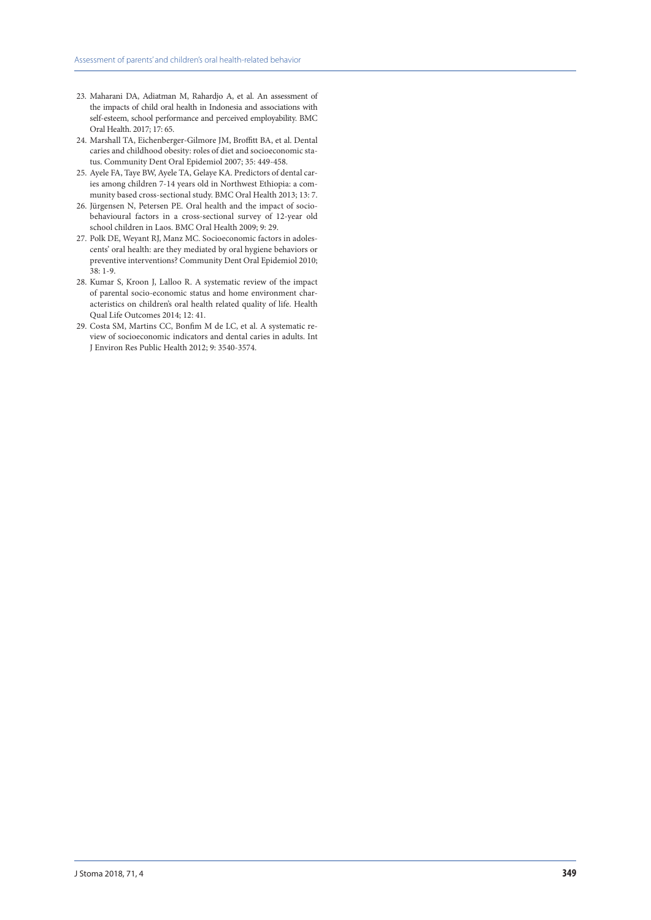23. Maharani DA, Adiatman M, Rahardjo A, et al. An assessment of the impacts of child oral health in Indonesia and associations with self-esteem, school performance and perceived employability. BMC Oral Health. 2017; 17: 65.
24. Marshall TA, Eichenberger-Gilmore JM, Broffitt BA, et al. Dental caries and childhood obesity: roles of diet and socioeconomic status. Community Dent Oral Epidemiol 2007; 35: 449-458.
25. Ayele FA, Taye BW, Ayele TA, Gelaye KA. Predictors of dental caries among children 7-14 years old in Northwest Ethiopia: a community based cross-sectional study. BMC Oral Health 2013; 13: 7.
26. Jürgensen N, Petersen PE. Oral health and the impact of socio-behavioural factors in a cross-sectional survey of 12-year old school children in Laos. BMC Oral Health 2009; 9: 29.
27. Polk DE, Weyant RJ, Manz MC. Socioeconomic factors in adolescents' oral health: are they mediated by oral hygiene behaviors or preventive interventions? Community Dent Oral Epidemiol 2010; 38: 1-9.
28. Kumar S, Kroon J, Lalloo R. A systematic review of the impact of parental socio-economic status and home environment characteristics on children's oral health related quality of life. Health Qual Life Outcomes 2014; 12: 41.
29. Costa SM, Martins CC, Bonfim M de LC, et al. A systematic review of socioeconomic indicators and dental caries in adults. Int J Environ Res Public Health 2012; 9: 3540-3574.